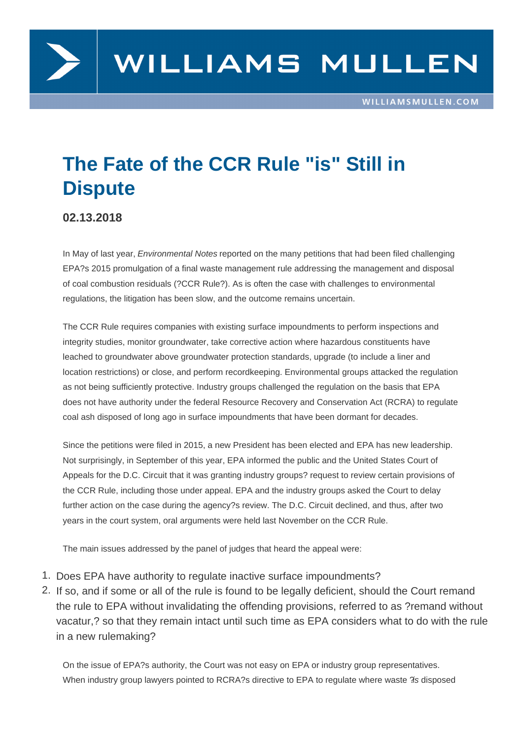# The Fate of the CCR Rule "is" Still in Dispute

**02.13.2018**

In May of last year, *Environmental Notes* reported on the many petitions that had been filed challenging EPA?s 2015 promulgation of a final waste management rule addressing the management and disposal of coal combustion residuals (?CCR Rule?). As is often the case with challenges to environmental regulations, the litigation has been slow, and the outcome remains uncertain.

The CCR Rule requires companies with existing surface impoundments to perform inspections and integrity studies, monitor groundwater, take corrective action where hazardous constituents have leached to groundwater above groundwater protection standards, upgrade (to include a liner and location restrictions) or close, and perform recordkeeping. Environmental groups attacked the regulation as not being sufficiently protective. Industry groups challenged the regulation on the basis that EPA does not have authority under the federal Resource Recovery and Conservation Act (RCRA) to regulate coal ash disposed of long ago in surface impoundments that have been dormant for decades.

Since the petitions were filed in 2015, a new President has been elected and EPA has new leadership. Not surprisingly, in September of this year, EPA informed the public and the United States Court of Appeals for the D.C. Circuit that it was granting industry groups? request to review certain provisions of the CCR Rule, including those under appeal. EPA and the industry groups asked the Court to delay further action on the case during the agency?s review. The D.C. Circuit declined, and thus, after two years in the court system, oral arguments were held last November on the CCR Rule.

The main issues addressed by the panel of judges that heard the appeal were:

1. Does EPA have authority to regulate inactive surface impoundments?
2. If so, and if some or all of the rule is found to be legally deficient, should the Court remand the rule to EPA without invalidating the offending provisions, referred to as ?remand without vacatur,? so that they remain intact until such time as EPA considers what to do with the rule in a new rulemaking?

On the issue of EPA?s authority, the Court was not easy on EPA or industry group representatives. When industry group lawyers pointed to RCRA?s directive to EPA to regulate where waste ?*is* disposed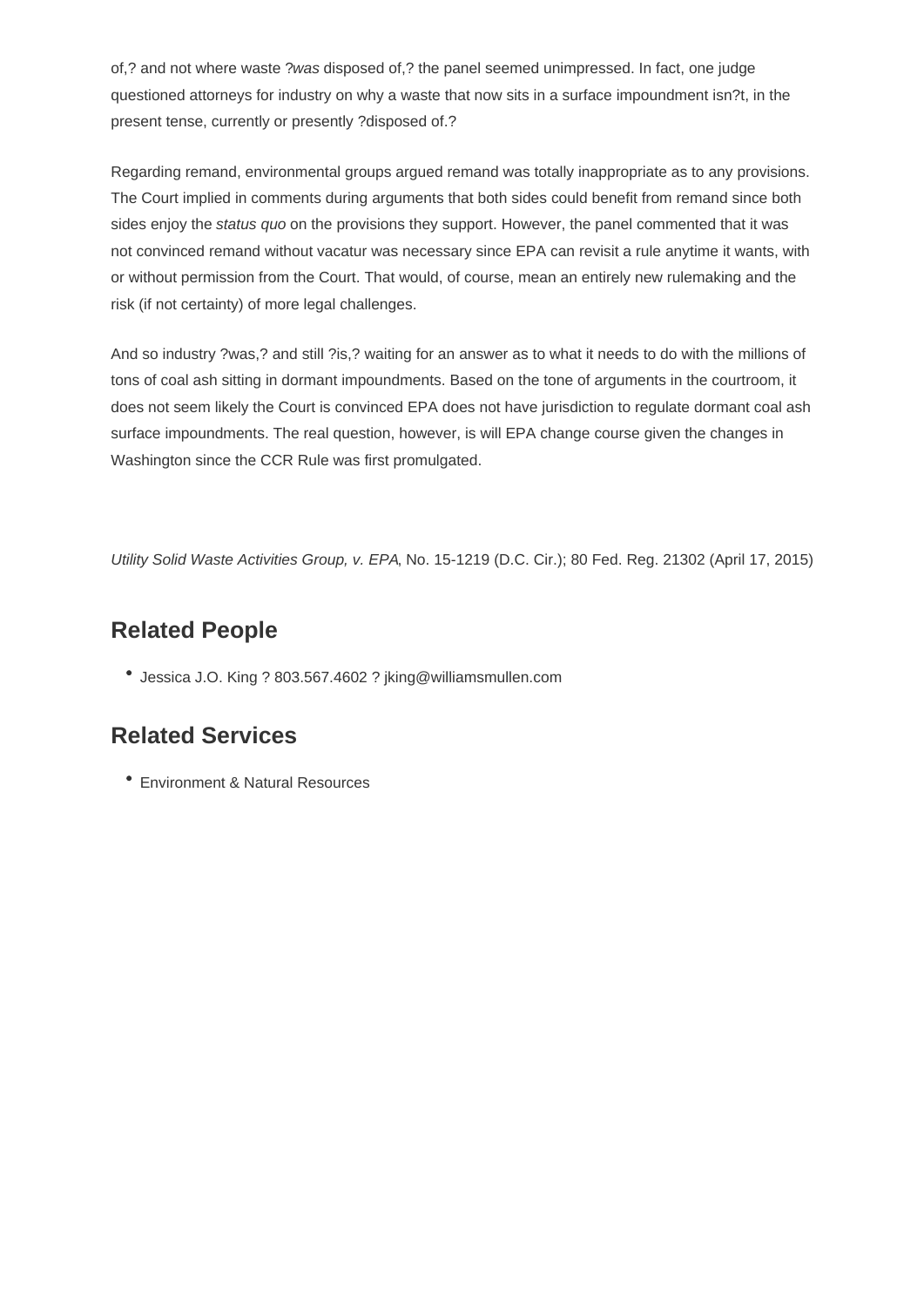of,? and not where waste ?*was* disposed of,? the panel seemed unimpressed. In fact, one judge questioned attorneys for industry on why a waste that now sits in a surface impoundment isn?t, in the present tense, currently or presently ?disposed of.?

Regarding remand, environmental groups argued remand was totally inappropriate as to any provisions. The Court implied in comments during arguments that both sides could benefit from remand since both sides enjoy the *status quo* on the provisions they support. However, the panel commented that it was not convinced remand without vacatur was necessary since EPA can revisit a rule anytime it wants, with or without permission from the Court. That would, of course, mean an entirely new rulemaking and the risk (if not certainty) of more legal challenges.

And so industry ?was,? and still ?is,? waiting for an answer as to what it needs to do with the millions of tons of coal ash sitting in dormant impoundments. Based on the tone of arguments in the courtroom, it does not seem likely the Court is convinced EPA does not have jurisdiction to regulate dormant coal ash surface impoundments. The real question, however, is will EPA change course given the changes in Washington since the CCR Rule was first promulgated.

*Utility Solid Waste Activities Group, v. EPA*, No. 15-1219 (D.C. Cir.); 80 Fed. Reg. 21302 (April 17, 2015)

## Related People

- Jessica J.O. King ? 803.567.4602 ? jking@williamsmullen.com

## Related Services

- Environment & Natural Resources